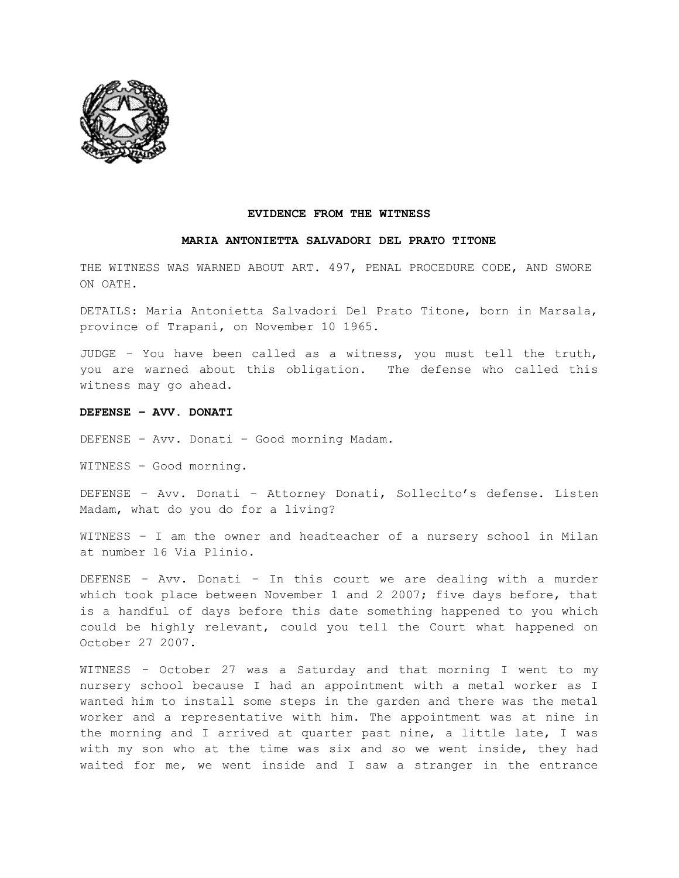**EVIDENCE FROM THE WITNESS**

**MARIA ANTONIETTA SALVADORI DEL PRATO TITONE**

THE WITNESS WAS WARNED ABOUT ART. 497, PENAL PROCEDURE CODE, AND SWORE ON OATH.

DETAILS: Maria Antonietta Salvadori Del Prato Titone, born in Marsala, province of Trapani, on November 10 1965.

JUDGE – You have been called as a witness, you must tell the truth, you are warned about this obligation. The defense who called this witness may go ahead.

**DEFENSE – AVV. DONATI**

DEFENSE – Avv. Donati – Good morning Madam.

WITNESS – Good morning.

DEFENSE – Avv. Donati – Attorney Donati, Sollecito's defense. Listen Madam, what do you do for a living?

WITNESS – I am the owner and headteacher of a nursery school in Milan at number 16 Via Plinio.

DEFENSE – Avv. Donati – In this court we are dealing with a murder which took place between November 1 and 2 2007; five days before, that is a handful of days before this date something happened to you which could be highly relevant, could you tell the Court what happened on October 27 2007.

WITNESS - October 27 was a Saturday and that morning I went to my nursery school because I had an appointment with a metal worker as I wanted him to install some steps in the garden and there was the metal worker and a representative with him. The appointment was at nine in the morning and I arrived at quarter past nine, a little late, I was with my son who at the time was six and so we went inside, they had waited for me, we went inside and I saw a stranger in the entrance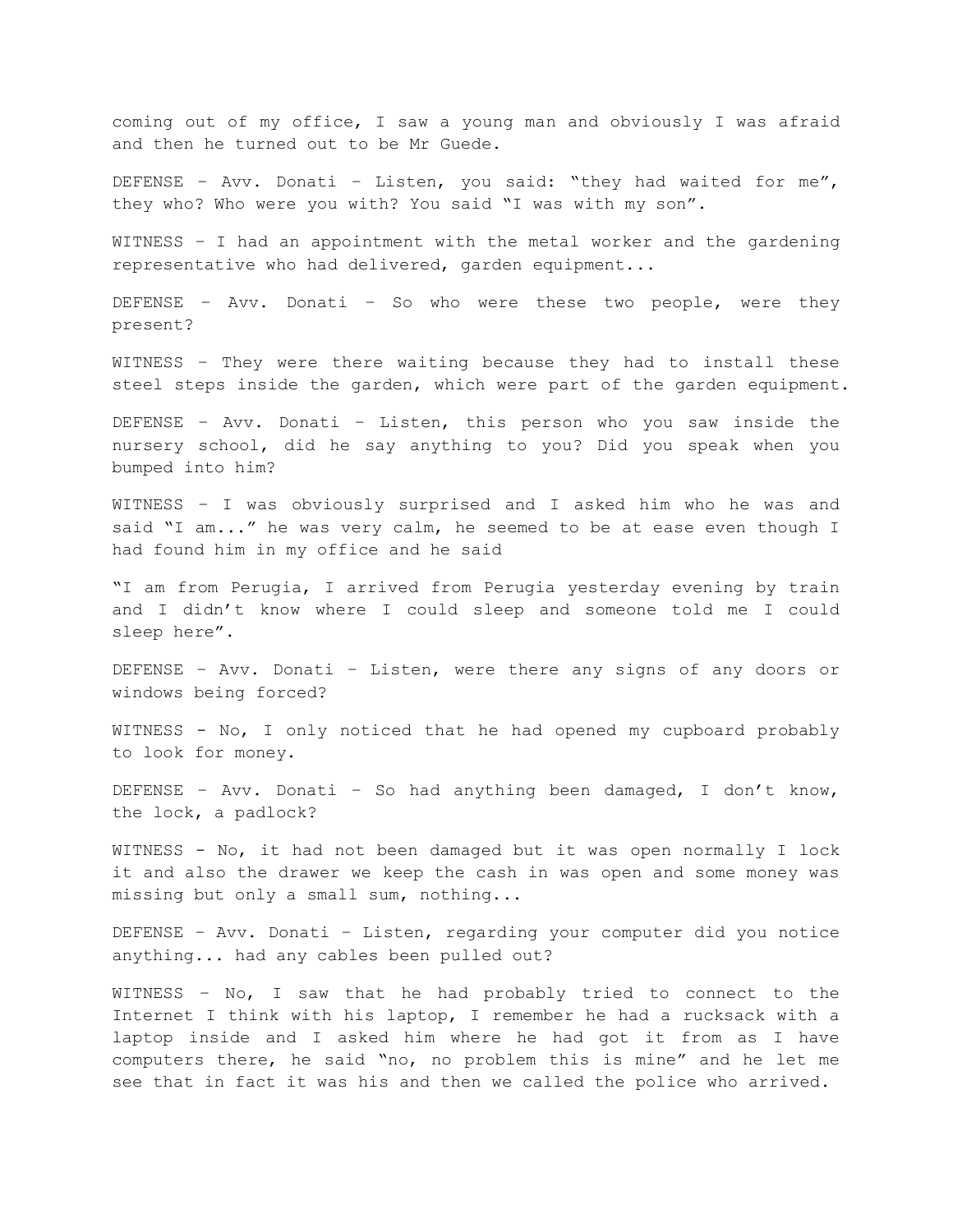coming out of my office, I saw a young man and obviously I was afraid and then he turned out to be Mr Guede.

DEFENSE – Avv. Donati – Listen, you said: “they had waited for me”, they who? Who were you with? You said “I was with my son”.

WITNESS – I had an appointment with the metal worker and the gardening representative who had delivered, garden equipment...

DEFENSE – Avv. Donati – So who were these two people, were they present?

WITNESS – They were there waiting because they had to install these steel steps inside the garden, which were part of the garden equipment.

DEFENSE – Avv. Donati – Listen, this person who you saw inside the nursery school, did he say anything to you? Did you speak when you bumped into him?

WITNESS – I was obviously surprised and I asked him who he was and said “I am...” he was very calm, he seemed to be at ease even though I had found him in my office and he said

“I am from Perugia, I arrived from Perugia yesterday evening by train and I didn’t know where I could sleep and someone told me I could sleep here”.

DEFENSE – Avv. Donati – Listen, were there any signs of any doors or windows being forced?

WITNESS - No, I only noticed that he had opened my cupboard probably to look for money.

DEFENSE – Avv. Donati – So had anything been damaged, I don’t know, the lock, a padlock?

WITNESS - No, it had not been damaged but it was open normally I lock it and also the drawer we keep the cash in was open and some money was missing but only a small sum, nothing...

DEFENSE – Avv. Donati – Listen, regarding your computer did you notice anything... had any cables been pulled out?

WITNESS – No, I saw that he had probably tried to connect to the Internet I think with his laptop, I remember he had a rucksack with a laptop inside and I asked him where he had got it from as I have computers there, he said “no, no problem this is mine” and he let me see that in fact it was his and then we called the police who arrived.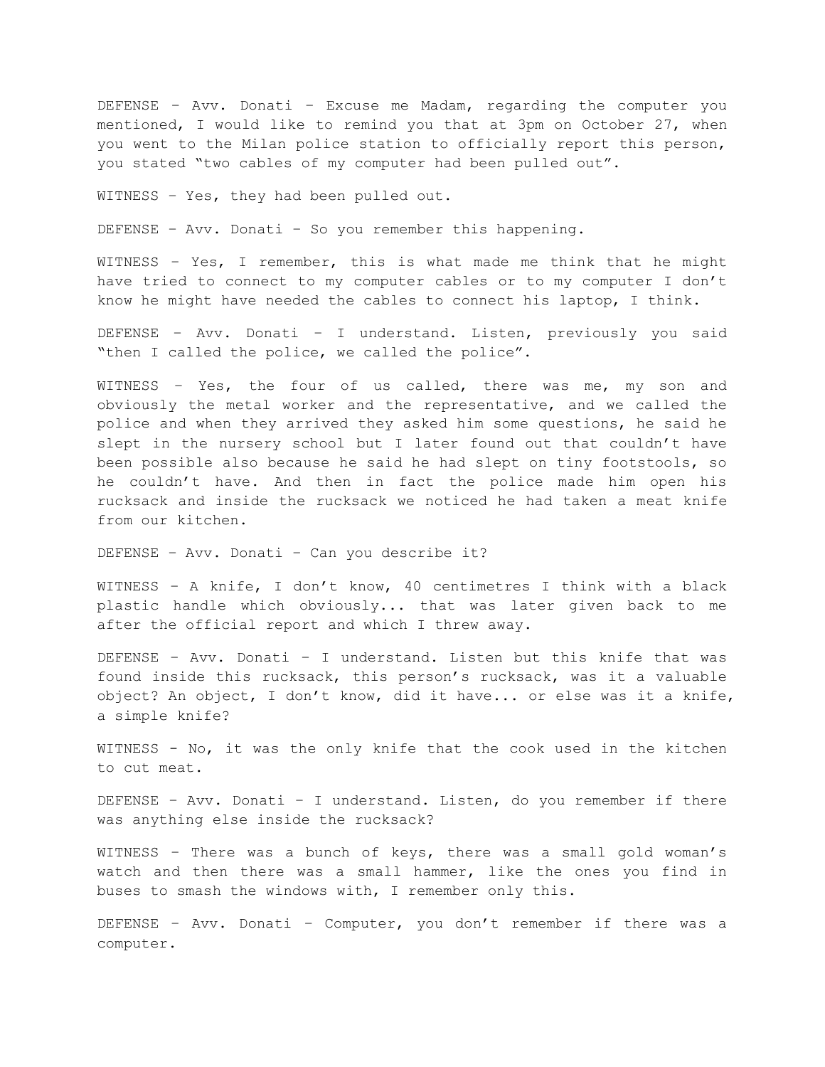DEFENSE – Avv. Donati – Excuse me Madam, regarding the computer you mentioned, I would like to remind you that at 3pm on October 27, when you went to the Milan police station to officially report this person, you stated "two cables of my computer had been pulled out".

WITNESS – Yes, they had been pulled out.

DEFENSE – Avv. Donati – So you remember this happening.

WITNESS – Yes, I remember, this is what made me think that he might have tried to connect to my computer cables or to my computer I don't know he might have needed the cables to connect his laptop, I think.

DEFENSE – Avv. Donati – I understand. Listen, previously you said "then I called the police, we called the police".

WITNESS – Yes, the four of us called, there was me, my son and obviously the metal worker and the representative, and we called the police and when they arrived they asked him some questions, he said he slept in the nursery school but I later found out that couldn't have been possible also because he said he had slept on tiny footstools, so he couldn't have. And then in fact the police made him open his rucksack and inside the rucksack we noticed he had taken a meat knife from our kitchen.

DEFENSE – Avv. Donati – Can you describe it?

WITNESS – A knife, I don't know, 40 centimetres I think with a black plastic handle which obviously... that was later given back to me after the official report and which I threw away.

DEFENSE – Avv. Donati – I understand. Listen but this knife that was found inside this rucksack, this person's rucksack, was it a valuable object? An object, I don't know, did it have... or else was it a knife, a simple knife?

WITNESS - No, it was the only knife that the cook used in the kitchen to cut meat.

DEFENSE – Avv. Donati – I understand. Listen, do you remember if there was anything else inside the rucksack?

WITNESS – There was a bunch of keys, there was a small gold woman's watch and then there was a small hammer, like the ones you find in buses to smash the windows with, I remember only this.

DEFENSE – Avv. Donati – Computer, you don't remember if there was a computer.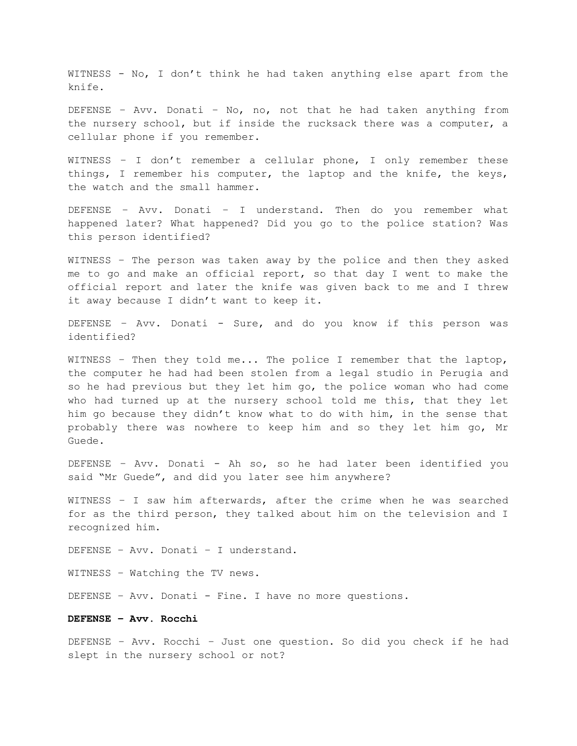WITNESS - No, I don’t think he had taken anything else apart from the knife.

DEFENSE – Avv. Donati – No, no, not that he had taken anything from the nursery school, but if inside the rucksack there was a computer, a cellular phone if you remember.

WITNESS – I don’t remember a cellular phone, I only remember these things, I remember his computer, the laptop and the knife, the keys, the watch and the small hammer.

DEFENSE – Avv. Donati – I understand. Then do you remember what happened later? What happened? Did you go to the police station? Was this person identified?

WITNESS – The person was taken away by the police and then they asked me to go and make an official report, so that day I went to make the official report and later the knife was given back to me and I threw it away because I didn’t want to keep it.

DEFENSE – Avv. Donati - Sure, and do you know if this person was identified?

WITNESS – Then they told me... The police I remember that the laptop, the computer he had had been stolen from a legal studio in Perugia and so he had previous but they let him go, the police woman who had come who had turned up at the nursery school told me this, that they let him go because they didn’t know what to do with him, in the sense that probably there was nowhere to keep him and so they let him go, Mr Guede.

DEFENSE – Avv. Donati - Ah so, so he had later been identified you said “Mr Guede”, and did you later see him anywhere?

WITNESS – I saw him afterwards, after the crime when he was searched for as the third person, they talked about him on the television and I recognized him.

DEFENSE – Avv. Donati – I understand.

WITNESS – Watching the TV news.

DEFENSE – Avv. Donati - Fine. I have no more questions.

**DEFENSE – Avv. Rocchi**

DEFENSE – Avv. Rocchi – Just one question. So did you check if he had slept in the nursery school or not?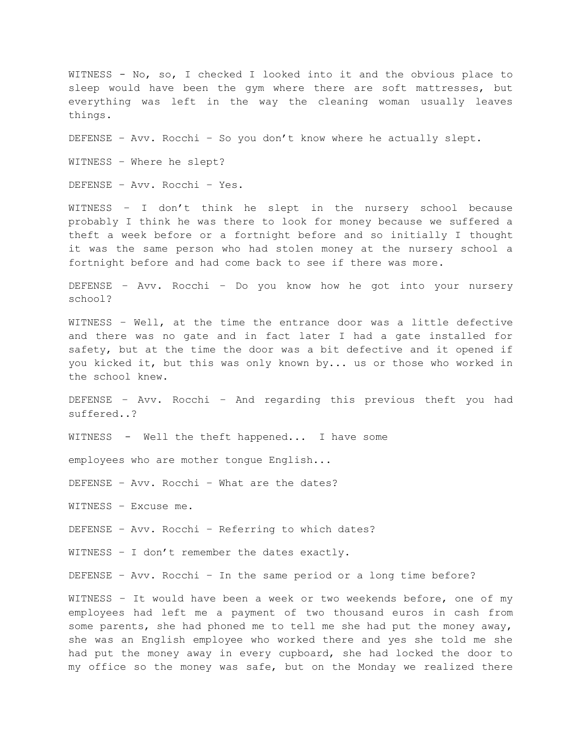WITNESS - No, so, I checked I looked into it and the obvious place to sleep would have been the gym where there are soft mattresses, but everything was left in the way the cleaning woman usually leaves things.

DEFENSE – Avv. Rocchi – So you don’t know where he actually slept.

WITNESS – Where he slept?

DEFENSE – Avv. Rocchi – Yes.

WITNESS – I don’t think he slept in the nursery school because probably I think he was there to look for money because we suffered a theft a week before or a fortnight before and so initially I thought it was the same person who had stolen money at the nursery school a fortnight before and had come back to see if there was more.

DEFENSE – Avv. Rocchi – Do you know how he got into your nursery school?

WITNESS – Well, at the time the entrance door was a little defective and there was no gate and in fact later I had a gate installed for safety, but at the time the door was a bit defective and it opened if you kicked it, but this was only known by... us or those who worked in the school knew.

DEFENSE – Avv. Rocchi – And regarding this previous theft you had suffered..?

WITNESS - Well the theft happened... I have some

employees who are mother tongue English...

DEFENSE – Avv. Rocchi – What are the dates?

WITNESS – Excuse me.

DEFENSE – Avv. Rocchi – Referring to which dates?

WITNESS – I don’t remember the dates exactly.

DEFENSE – Avv. Rocchi – In the same period or a long time before?

WITNESS – It would have been a week or two weekends before, one of my employees had left me a payment of two thousand euros in cash from some parents, she had phoned me to tell me she had put the money away, she was an English employee who worked there and yes she told me she had put the money away in every cupboard, she had locked the door to my office so the money was safe, but on the Monday we realized there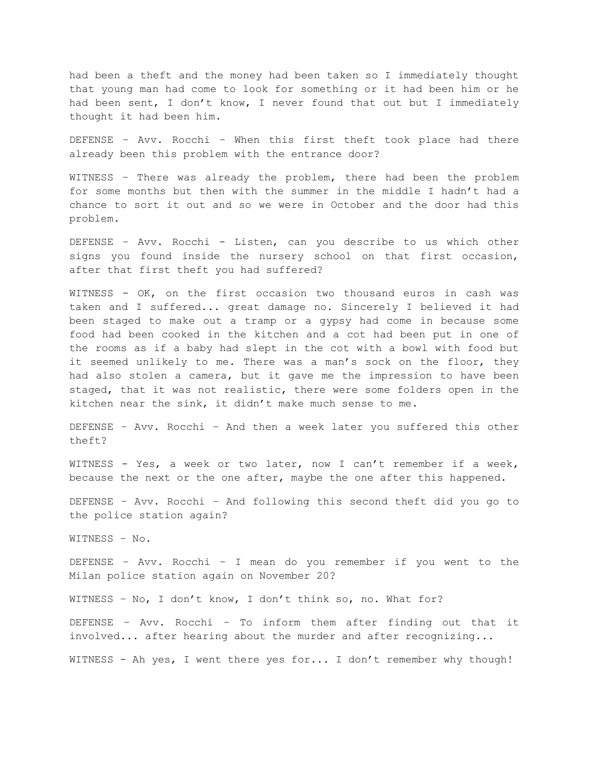had been a theft and the money had been taken so I immediately thought that young man had come to look for something or it had been him or he had been sent, I don't know, I never found that out but I immediately thought it had been him.

DEFENSE – Avv. Rocchi – When this first theft took place had there already been this problem with the entrance door?

WITNESS – There was already the problem, there had been the problem for some months but then with the summer in the middle I hadn't had a chance to sort it out and so we were in October and the door had this problem.

DEFENSE – Avv. Rocchi - Listen, can you describe to us which other signs you found inside the nursery school on that first occasion, after that first theft you had suffered?

WITNESS - OK, on the first occasion two thousand euros in cash was taken and I suffered... great damage no. Sincerely I believed it had been staged to make out a tramp or a gypsy had come in because some food had been cooked in the kitchen and a cot had been put in one of the rooms as if a baby had slept in the cot with a bowl with food but it seemed unlikely to me. There was a man's sock on the floor, they had also stolen a camera, but it gave me the impression to have been staged, that it was not realistic, there were some folders open in the kitchen near the sink, it didn't make much sense to me.

DEFENSE – Avv. Rocchi – And then a week later you suffered this other theft?

WITNESS - Yes, a week or two later, now I can't remember if a week, because the next or the one after, maybe the one after this happened.

DEFENSE – Avv. Rocchi – And following this second theft did you go to the police station again?

WITNESS – No.

DEFENSE – Avv. Rocchi – I mean do you remember if you went to the Milan police station again on November 20?

WITNESS – No, I don't know, I don't think so, no. What for?

DEFENSE – Avv. Rocchi – To inform them after finding out that it involved... after hearing about the murder and after recognizing...

WITNESS - Ah yes, I went there yes for... I don't remember why though!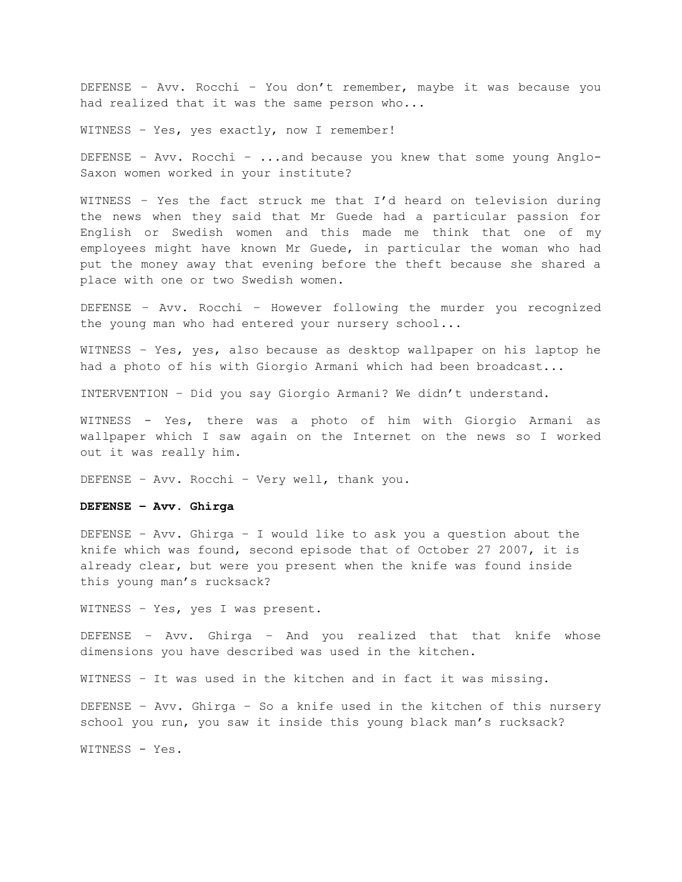DEFENSE – Avv. Rocchi – You don't remember, maybe it was because you had realized that it was the same person who...

WITNESS – Yes, yes exactly, now I remember!

DEFENSE – Avv. Rocchi – ...and because you knew that some young Anglo-Saxon women worked in your institute?

WITNESS – Yes the fact struck me that I'd heard on television during the news when they said that Mr Guede had a particular passion for English or Swedish women and this made me think that one of my employees might have known Mr Guede, in particular the woman who had put the money away that evening before the theft because she shared a place with one or two Swedish women.

DEFENSE – Avv. Rocchi – However following the murder you recognized the young man who had entered your nursery school...

WITNESS – Yes, yes, also because as desktop wallpaper on his laptop he had a photo of his with Giorgio Armani which had been broadcast...

INTERVENTION – Did you say Giorgio Armani? We didn't understand.

WITNESS - Yes, there was a photo of him with Giorgio Armani as wallpaper which I saw again on the Internet on the news so I worked out it was really him.

DEFENSE – Avv. Rocchi – Very well, thank you.

**DEFENSE – Avv. Ghirga**

DEFENSE – Avv. Ghirga – I would like to ask you a question about the knife which was found, second episode that of October 27 2007, it is already clear, but were you present when the knife was found inside this young man's rucksack?

WITNESS – Yes, yes I was present.

DEFENSE – Avv. Ghirga – And you realized that that knife whose dimensions you have described was used in the kitchen.

WITNESS – It was used in the kitchen and in fact it was missing.

DEFENSE – Avv. Ghirga – So a knife used in the kitchen of this nursery school you run, you saw it inside this young black man's rucksack?

WITNESS - Yes.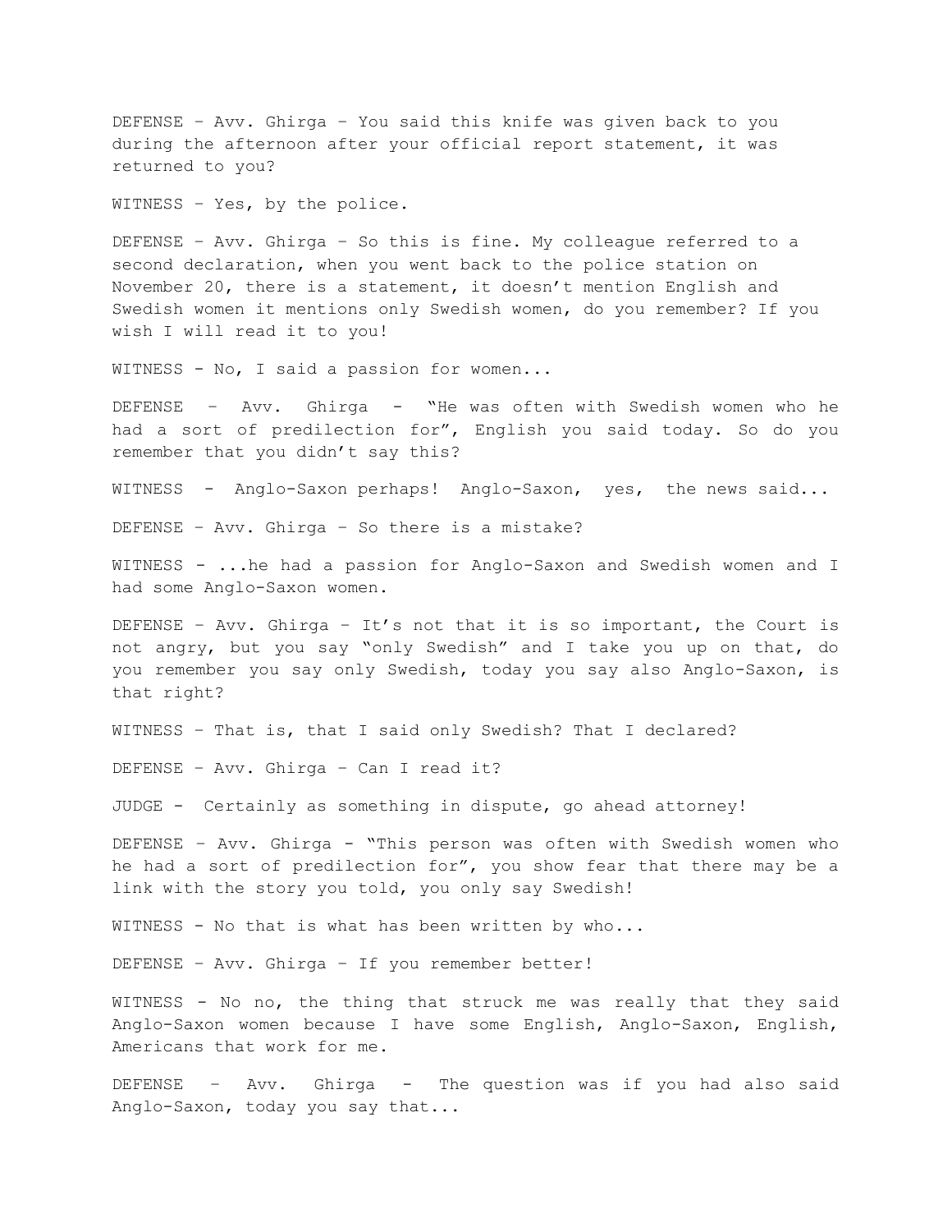DEFENSE – Avv. Ghirga – You said this knife was given back to you during the afternoon after your official report statement, it was returned to you?

WITNESS – Yes, by the police.

DEFENSE – Avv. Ghirga – So this is fine. My colleague referred to a second declaration, when you went back to the police station on November 20, there is a statement, it doesn't mention English and Swedish women it mentions only Swedish women, do you remember? If you wish I will read it to you!

WITNESS - No, I said a passion for women...

DEFENSE – Avv. Ghirga - "He was often with Swedish women who he had a sort of predilection for", English you said today. So do you remember that you didn't say this?

WITNESS - Anglo-Saxon perhaps! Anglo-Saxon, yes, the news said...

DEFENSE – Avv. Ghirga – So there is a mistake?

WITNESS - ...he had a passion for Anglo-Saxon and Swedish women and I had some Anglo-Saxon women.

DEFENSE – Avv. Ghirga – It's not that it is so important, the Court is not angry, but you say "only Swedish" and I take you up on that, do you remember you say only Swedish, today you say also Anglo-Saxon, is that right?

WITNESS – That is, that I said only Swedish? That I declared?

DEFENSE – Avv. Ghirga – Can I read it?

JUDGE - Certainly as something in dispute, go ahead attorney!

DEFENSE – Avv. Ghirga - "This person was often with Swedish women who he had a sort of predilection for", you show fear that there may be a link with the story you told, you only say Swedish!

WITNESS - No that is what has been written by who...

DEFENSE – Avv. Ghirga – If you remember better!

WITNESS - No no, the thing that struck me was really that they said Anglo-Saxon women because I have some English, Anglo-Saxon, English, Americans that work for me.

DEFENSE – Avv. Ghirga - The question was if you had also said Anglo-Saxon, today you say that...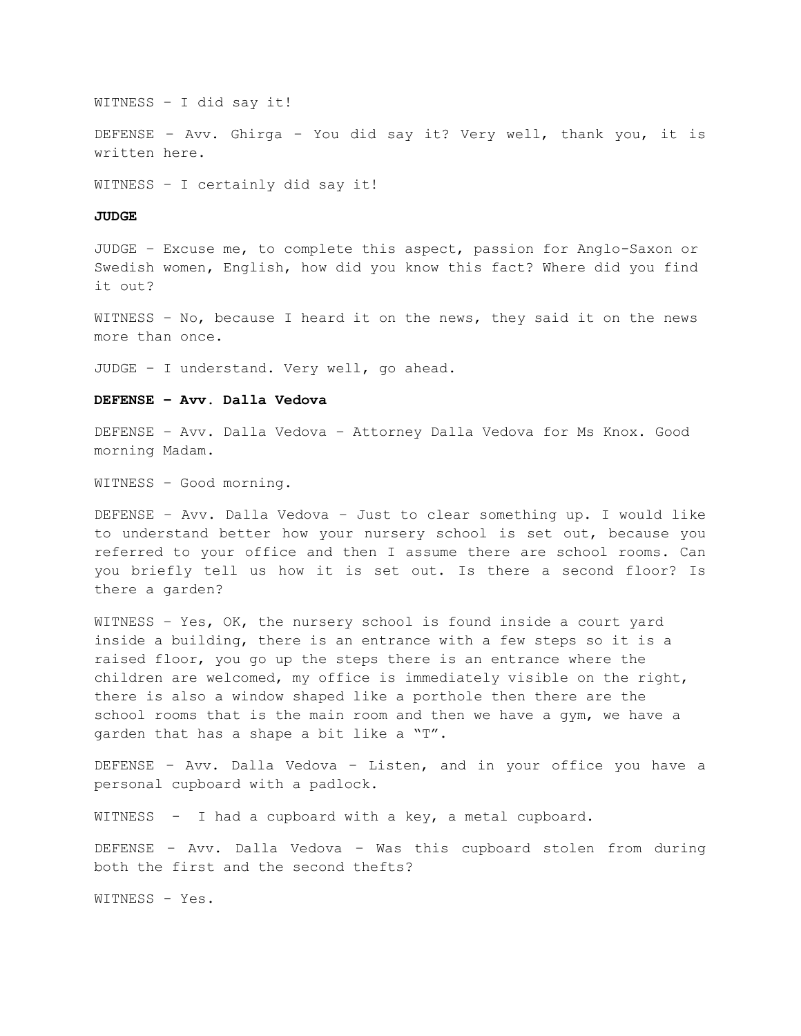WITNESS – I did say it!

DEFENSE – Avv. Ghirga – You did say it? Very well, thank you, it is written here.

WITNESS – I certainly did say it!

**JUDGE**

JUDGE – Excuse me, to complete this aspect, passion for Anglo-Saxon or Swedish women, English, how did you know this fact? Where did you find it out?

WITNESS – No, because I heard it on the news, they said it on the news more than once.

JUDGE – I understand. Very well, go ahead.

**DEFENSE – Avv. Dalla Vedova**

DEFENSE – Avv. Dalla Vedova – Attorney Dalla Vedova for Ms Knox. Good morning Madam.

WITNESS – Good morning.

DEFENSE – Avv. Dalla Vedova – Just to clear something up. I would like to understand better how your nursery school is set out, because you referred to your office and then I assume there are school rooms. Can you briefly tell us how it is set out. Is there a second floor? Is there a garden?

WITNESS – Yes, OK, the nursery school is found inside a court yard inside a building, there is an entrance with a few steps so it is a raised floor, you go up the steps there is an entrance where the children are welcomed, my office is immediately visible on the right, there is also a window shaped like a porthole then there are the school rooms that is the main room and then we have a gym, we have a garden that has a shape a bit like a "T".

DEFENSE – Avv. Dalla Vedova – Listen, and in your office you have a personal cupboard with a padlock.

WITNESS - I had a cupboard with a key, a metal cupboard.

DEFENSE – Avv. Dalla Vedova – Was this cupboard stolen from during both the first and the second thefts?

WITNESS - Yes.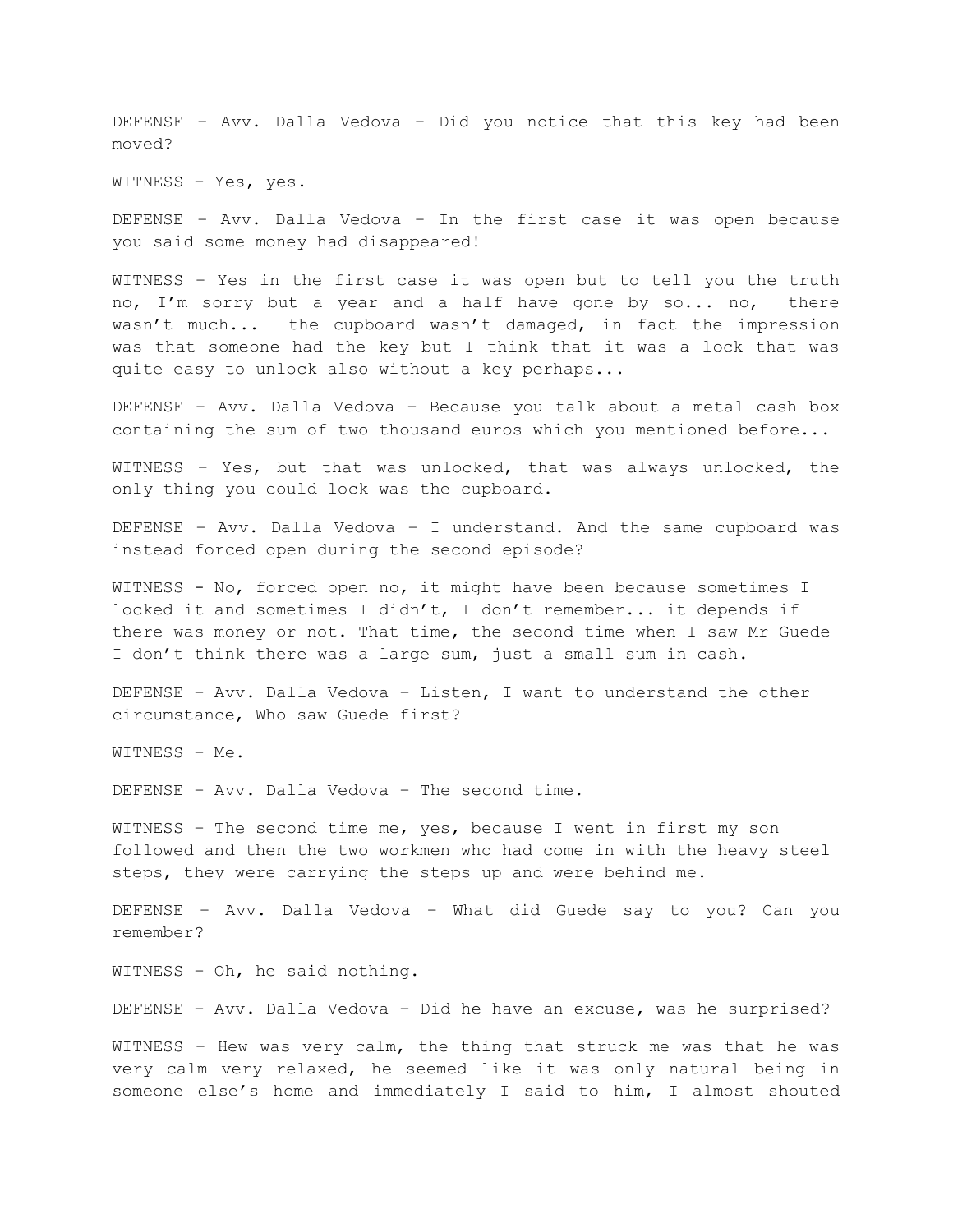DEFENSE – Avv. Dalla Vedova – Did you notice that this key had been moved?

WITNESS – Yes, yes.

DEFENSE – Avv. Dalla Vedova – In the first case it was open because you said some money had disappeared!

WITNESS – Yes in the first case it was open but to tell you the truth no, I'm sorry but a year and a half have gone by so... no, there wasn't much... the cupboard wasn't damaged, in fact the impression was that someone had the key but I think that it was a lock that was quite easy to unlock also without a key perhaps...

DEFENSE – Avv. Dalla Vedova – Because you talk about a metal cash box containing the sum of two thousand euros which you mentioned before...

WITNESS – Yes, but that was unlocked, that was always unlocked, the only thing you could lock was the cupboard.

DEFENSE – Avv. Dalla Vedova – I understand. And the same cupboard was instead forced open during the second episode?

WITNESS - No, forced open no, it might have been because sometimes I locked it and sometimes I didn't, I don't remember... it depends if there was money or not. That time, the second time when I saw Mr Guede I don't think there was a large sum, just a small sum in cash.

DEFENSE – Avv. Dalla Vedova – Listen, I want to understand the other circumstance, Who saw Guede first?

WITNESS – Me.

DEFENSE – Avv. Dalla Vedova – The second time.

WITNESS – The second time me, yes, because I went in first my son followed and then the two workmen who had come in with the heavy steel steps, they were carrying the steps up and were behind me.

DEFENSE – Avv. Dalla Vedova – What did Guede say to you? Can you remember?

WITNESS – Oh, he said nothing.

DEFENSE – Avv. Dalla Vedova – Did he have an excuse, was he surprised?

WITNESS – Hew was very calm, the thing that struck me was that he was very calm very relaxed, he seemed like it was only natural being in someone else's home and immediately I said to him, I almost shouted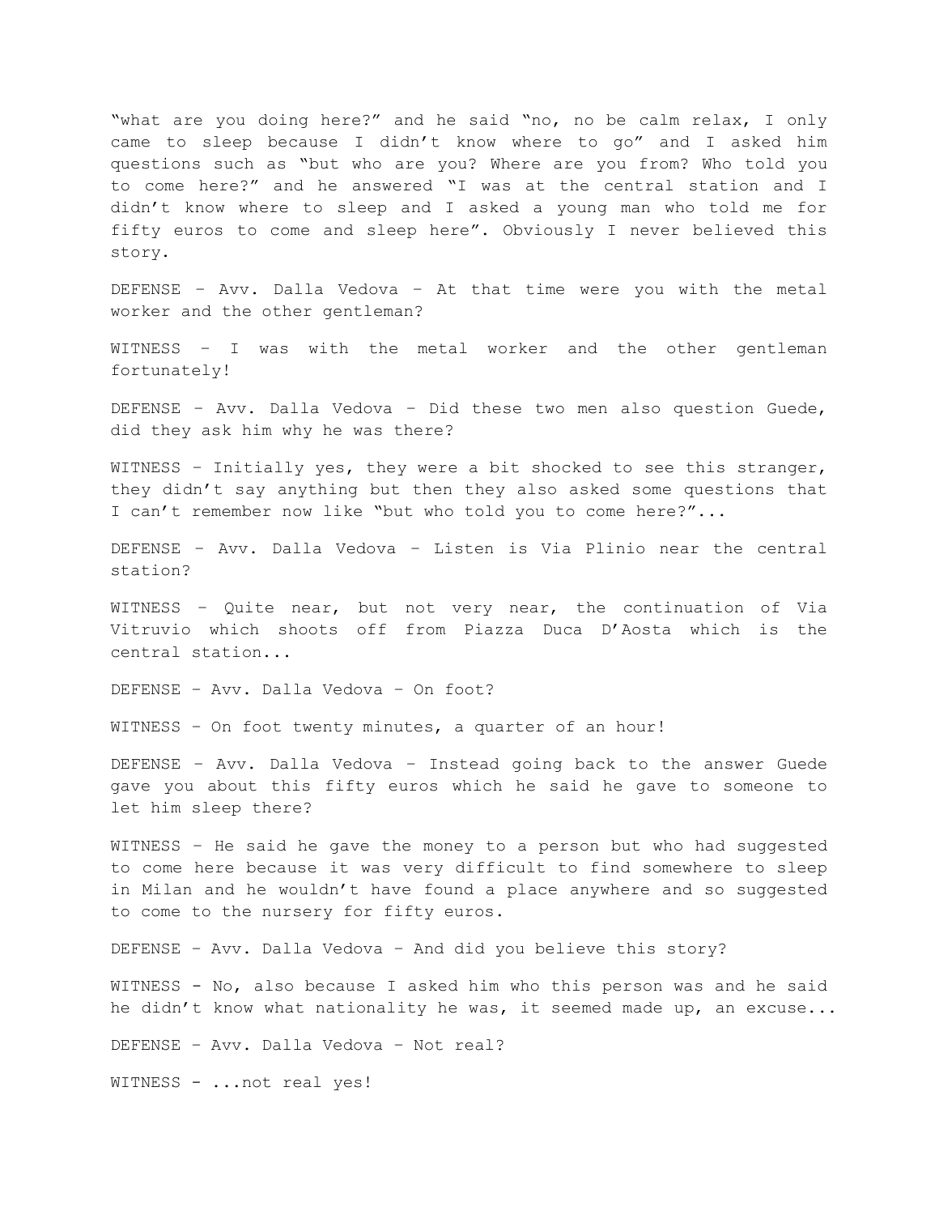"what are you doing here?" and he said "no, no be calm relax, I only came to sleep because I didn't know where to go" and I asked him questions such as "but who are you? Where are you from? Who told you to come here?" and he answered "I was at the central station and I didn't know where to sleep and I asked a young man who told me for fifty euros to come and sleep here". Obviously I never believed this story.

DEFENSE – Avv. Dalla Vedova – At that time were you with the metal worker and the other gentleman?

WITNESS – I was with the metal worker and the other gentleman fortunately!

DEFENSE – Avv. Dalla Vedova – Did these two men also question Guede, did they ask him why he was there?

WITNESS – Initially yes, they were a bit shocked to see this stranger, they didn't say anything but then they also asked some questions that I can't remember now like "but who told you to come here?"...

DEFENSE – Avv. Dalla Vedova – Listen is Via Plinio near the central station?

WITNESS – Quite near, but not very near, the continuation of Via Vitruvio which shoots off from Piazza Duca D'Aosta which is the central station...

DEFENSE – Avv. Dalla Vedova – On foot?

WITNESS – On foot twenty minutes, a quarter of an hour!

DEFENSE – Avv. Dalla Vedova – Instead going back to the answer Guede gave you about this fifty euros which he said he gave to someone to let him sleep there?

WITNESS – He said he gave the money to a person but who had suggested to come here because it was very difficult to find somewhere to sleep in Milan and he wouldn't have found a place anywhere and so suggested to come to the nursery for fifty euros.

DEFENSE – Avv. Dalla Vedova – And did you believe this story?

WITNESS - No, also because I asked him who this person was and he said he didn't know what nationality he was, it seemed made up, an excuse...

DEFENSE – Avv. Dalla Vedova – Not real?

WITNESS - ...not real yes!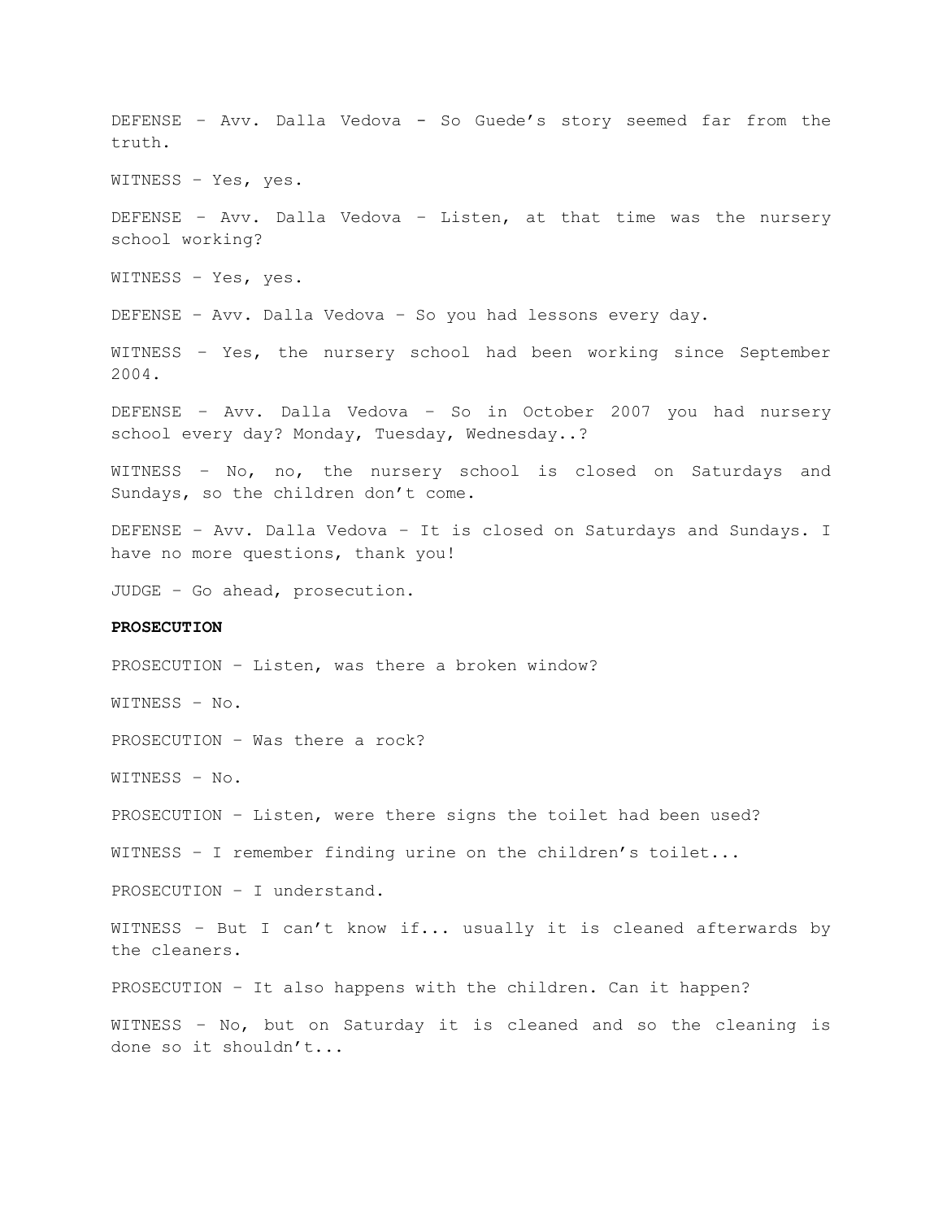DEFENSE – Avv. Dalla Vedova - So Guede's story seemed far from the truth.

WITNESS – Yes, yes.

DEFENSE – Avv. Dalla Vedova – Listen, at that time was the nursery school working?

WITNESS – Yes, yes.

DEFENSE – Avv. Dalla Vedova – So you had lessons every day.

WITNESS – Yes, the nursery school had been working since September 2004.

DEFENSE – Avv. Dalla Vedova – So in October 2007 you had nursery school every day? Monday, Tuesday, Wednesday..?

WITNESS – No, no, the nursery school is closed on Saturdays and Sundays, so the children don't come.

DEFENSE – Avv. Dalla Vedova – It is closed on Saturdays and Sundays. I have no more questions, thank you!

JUDGE – Go ahead, prosecution.

**PROSECUTION**

PROSECUTION – Listen, was there a broken window?

WITNESS – No.

PROSECUTION – Was there a rock?

WITNESS – No.

PROSECUTION – Listen, were there signs the toilet had been used?

WITNESS – I remember finding urine on the children's toilet...

PROSECUTION – I understand.

WITNESS – But I can't know if... usually it is cleaned afterwards by the cleaners.

PROSECUTION – It also happens with the children. Can it happen?

WITNESS – No, but on Saturday it is cleaned and so the cleaning is done so it shouldn't...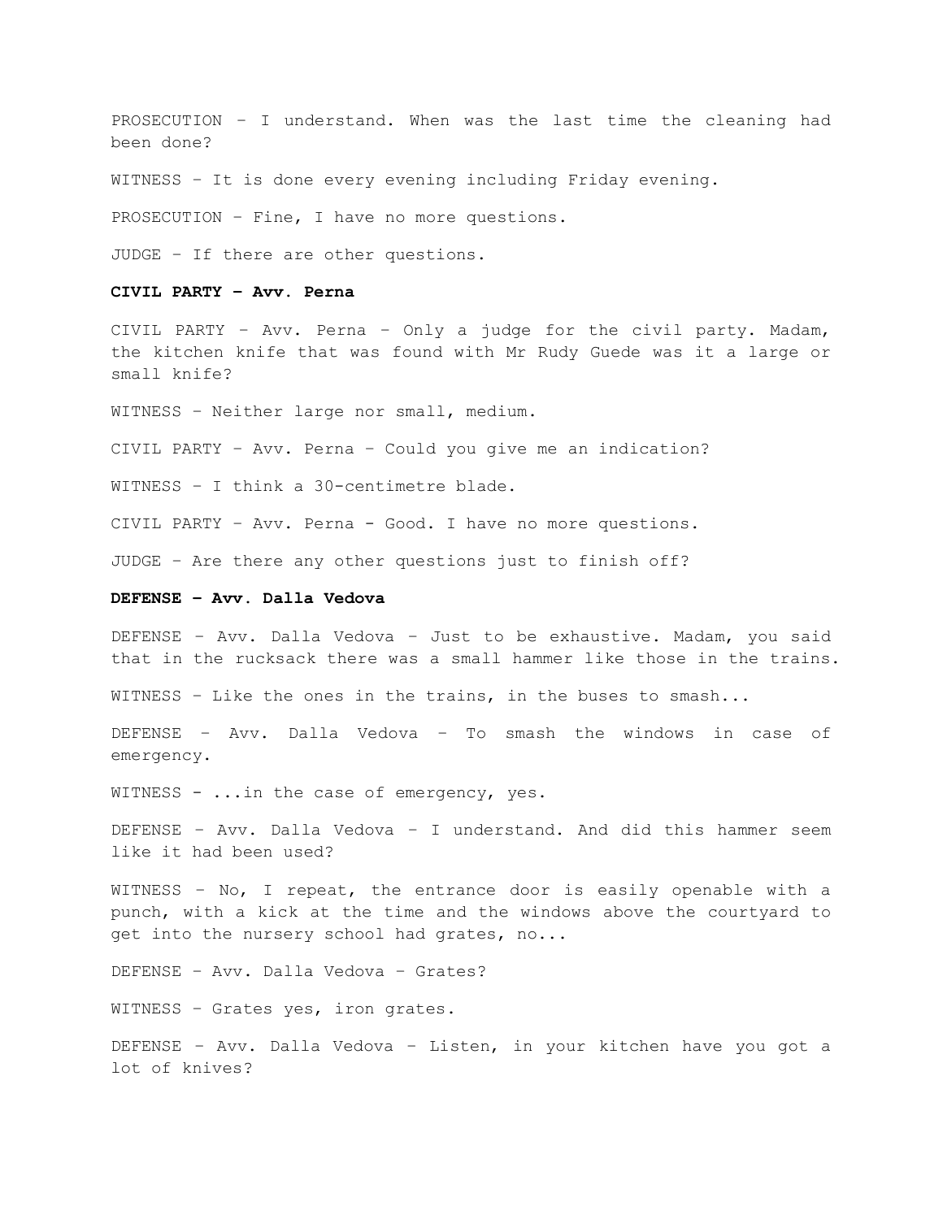PROSECUTION – I understand. When was the last time the cleaning had been done?

WITNESS – It is done every evening including Friday evening.

PROSECUTION – Fine, I have no more questions.

JUDGE – If there are other questions.

**CIVIL PARTY – Avv. Perna**

CIVIL PARTY – Avv. Perna – Only a judge for the civil party. Madam, the kitchen knife that was found with Mr Rudy Guede was it a large or small knife?

WITNESS – Neither large nor small, medium.

CIVIL PARTY – Avv. Perna – Could you give me an indication?

WITNESS – I think a 30-centimetre blade.

CIVIL PARTY – Avv. Perna - Good. I have no more questions.

JUDGE – Are there any other questions just to finish off?

**DEFENSE – Avv. Dalla Vedova**

DEFENSE – Avv. Dalla Vedova – Just to be exhaustive. Madam, you said that in the rucksack there was a small hammer like those in the trains.

WITNESS – Like the ones in the trains, in the buses to smash...

DEFENSE – Avv. Dalla Vedova – To smash the windows in case of emergency.

WITNESS - ...in the case of emergency, yes.

DEFENSE – Avv. Dalla Vedova – I understand. And did this hammer seem like it had been used?

WITNESS – No, I repeat, the entrance door is easily openable with a punch, with a kick at the time and the windows above the courtyard to get into the nursery school had grates, no...

DEFENSE – Avv. Dalla Vedova – Grates?

WITNESS – Grates yes, iron grates.

DEFENSE – Avv. Dalla Vedova – Listen, in your kitchen have you got a lot of knives?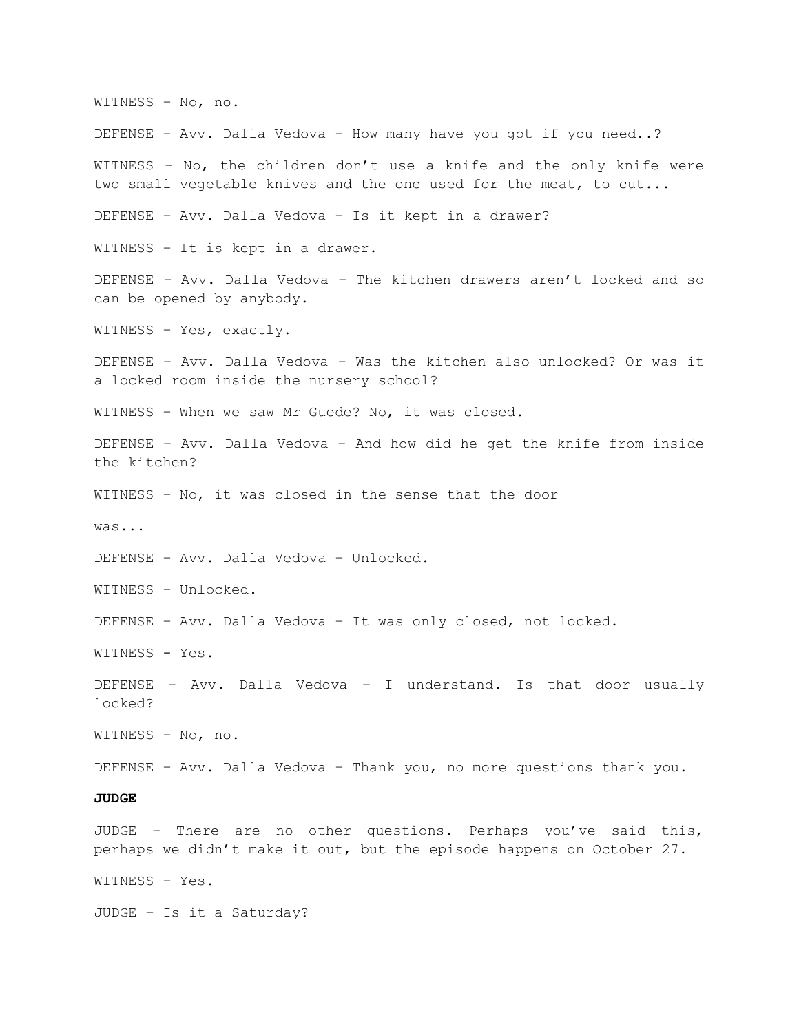WITNESS – No, no.

DEFENSE – Avv. Dalla Vedova – How many have you got if you need..?

WITNESS – No, the children don't use a knife and the only knife were two small vegetable knives and the one used for the meat, to cut...

DEFENSE – Avv. Dalla Vedova – Is it kept in a drawer?

WITNESS – It is kept in a drawer.

DEFENSE – Avv. Dalla Vedova – The kitchen drawers aren't locked and so can be opened by anybody.

WITNESS – Yes, exactly.

DEFENSE – Avv. Dalla Vedova – Was the kitchen also unlocked? Or was it a locked room inside the nursery school?

WITNESS – When we saw Mr Guede? No, it was closed.

DEFENSE – Avv. Dalla Vedova – And how did he get the knife from inside the kitchen?

WITNESS – No, it was closed in the sense that the door

was...

DEFENSE – Avv. Dalla Vedova – Unlocked.

WITNESS – Unlocked.

DEFENSE - Avv. Dalla Vedova – It was only closed, not locked.

WITNESS - Yes.

DEFENSE – Avv. Dalla Vedova – I understand. Is that door usually locked?

WITNESS – No, no.

DEFENSE – Avv. Dalla Vedova – Thank you, no more questions thank you.

**JUDGE**

JUDGE – There are no other questions. Perhaps you've said this, perhaps we didn't make it out, but the episode happens on October 27.

WITNESS – Yes.

JUDGE – Is it a Saturday?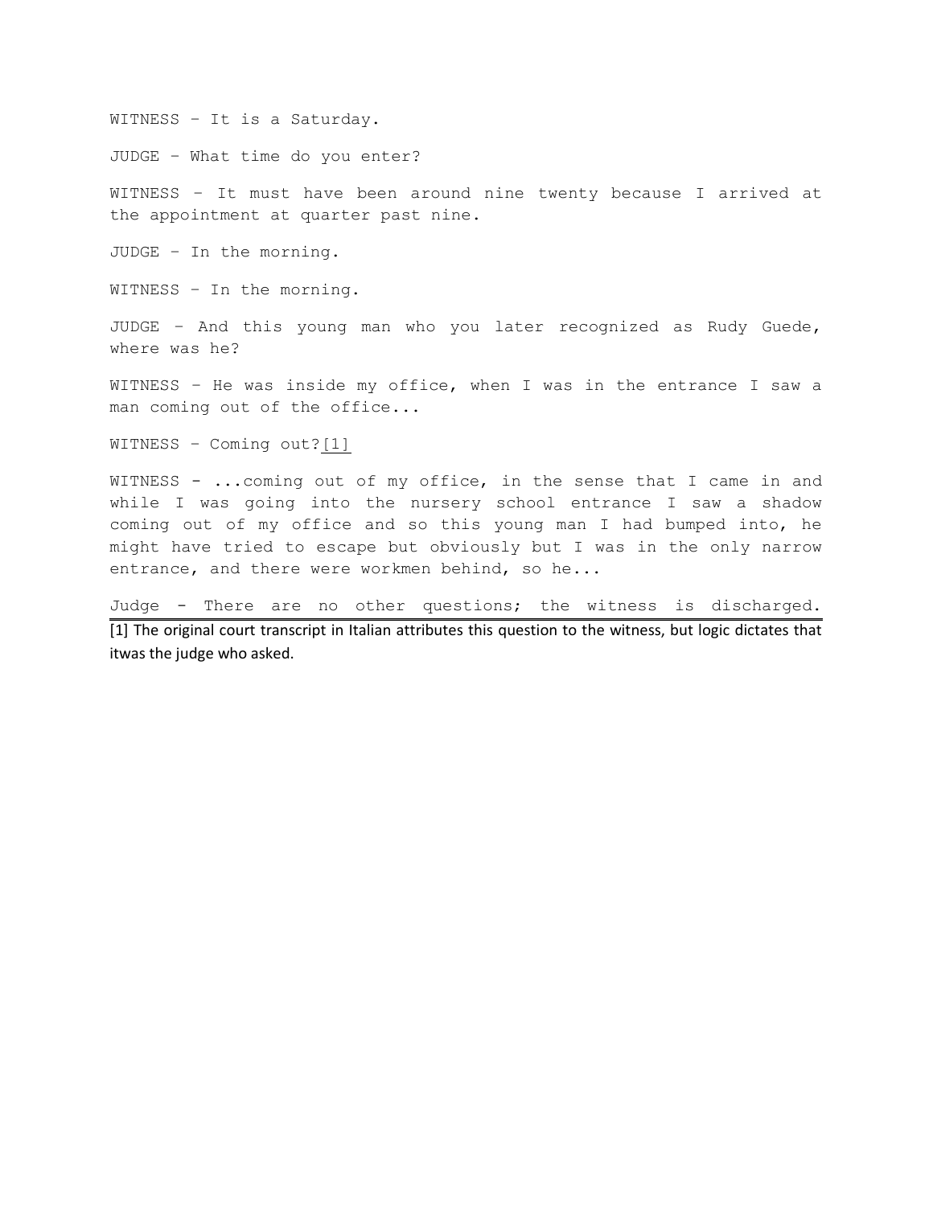WITNESS – It is a Saturday.

JUDGE – What time do you enter?

WITNESS – It must have been around nine twenty because I arrived at the appointment at quarter past nine.

JUDGE – In the morning.

WITNESS – In the morning.

JUDGE – And this young man who you later recognized as Rudy Guede, where was he?

WITNESS – He was inside my office, when I was in the entrance I saw a man coming out of the office...

WITNESS – Coming out?[1]

WITNESS - ...coming out of my office, in the sense that I came in and while I was going into the nursery school entrance I saw a shadow coming out of my office and so this young man I had bumped into, he might have tried to escape but obviously but I was in the only narrow entrance, and there were workmen behind, so he...

Judge - There are no other questions; the witness is discharged.

[1] The original court transcript in Italian attributes this question to the witness, but logic dictates that itwas the judge who asked.